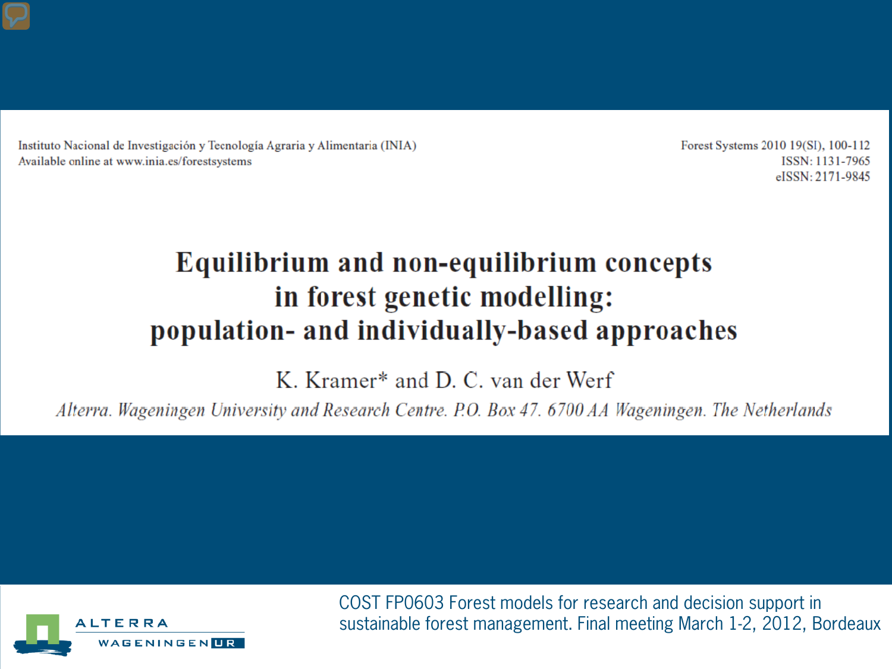Instituto Nacional de Investigación y Tecnología Agraria y Alimentaria (INIA)
Available online at www.inia.es/forestsystems

Forest Systems 2010 19(SI), 100-112
ISSN: 1131-7965
eISSN: 2171-9845

# Equilibrium and non-equilibrium concepts in forest genetic modelling: population- and individually-based approaches

K. Kramer* and D. C. van der Werf

*Alterra. Wageningen University and Research Centre. P.O. Box 47. 6700 AA Wageningen. The Netherlands*

ALTERRA WAGENINGEN UR

COST FP0603 Forest models for research and decision support in sustainable forest management. Final meeting March 1-2, 2012, Bordeaux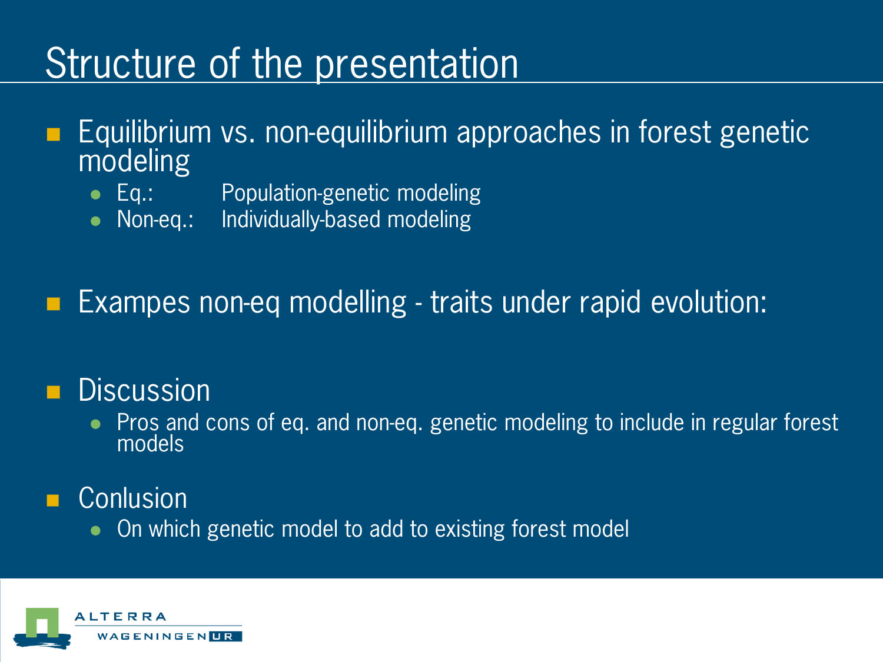# Structure of the presentation

- Equilibrium vs. non-equilibrium approaches in forest genetic modeling
  - Eq.: Population-genetic modeling
  - Non-eq.: Individually-based modeling

- Exampes non-eq modelling - traits under rapid evolution:

- Discussion
  - Pros and cons of eq. and non-eq. genetic modeling to include in regular forest models

- Conlusion
  - On which genetic model to add to existing forest model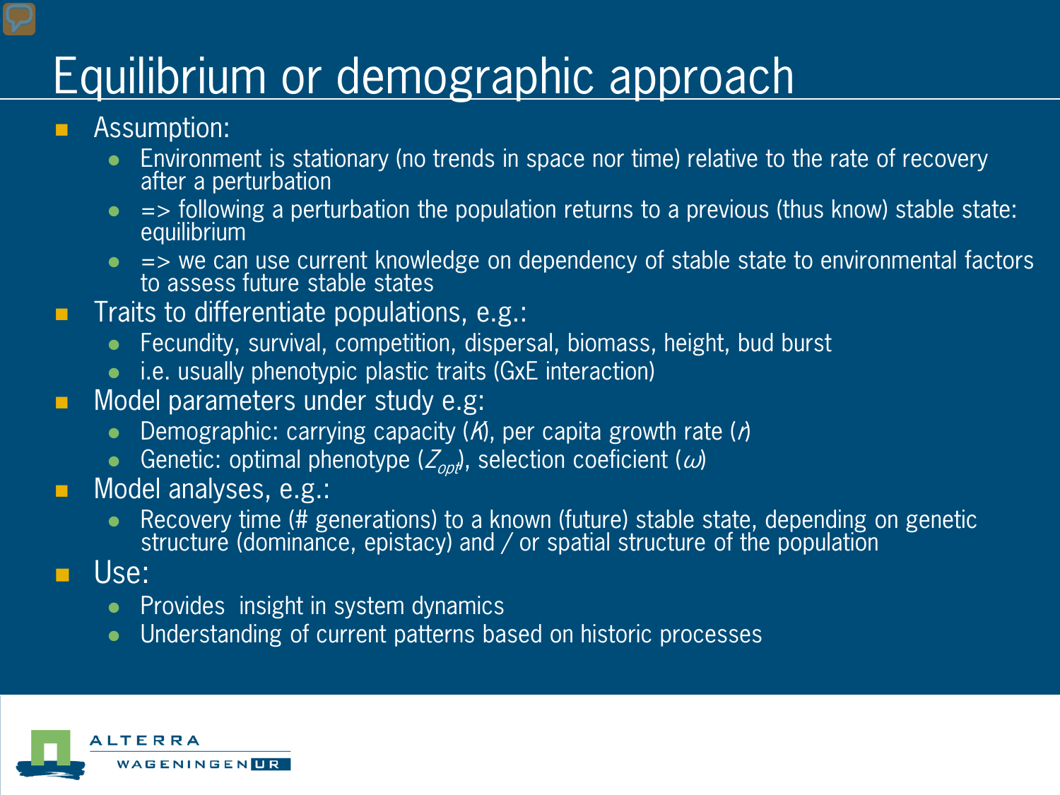# Equilibrium or demographic approach

- Assumption:
  - Environment is stationary (no trends in space nor time) relative to the rate of recovery after a perturbation
  - => following a perturbation the population returns to a previous (thus know) stable state: equilibrium
  - => we can use current knowledge on dependency of stable state to environmental factors to assess future stable states
- Traits to differentiate populations, e.g.:
  - Fecundity, survival, competition, dispersal, biomass, height, bud burst
  - i.e. usually phenotypic plastic traits (GxE interaction)
- Model parameters under study e.g:
  - Demographic: carrying capacity ($K$), per capita growth rate ($r$)
  - Genetic: optimal phenotype ($Z_{opt}$), selection coeficient ($\omega$)
- Model analyses, e.g.:
  - Recovery time (# generations) to a known (future) stable state, depending on genetic structure (dominance, epistacy) and / or spatial structure of the population
- Use:
  - Provides insight in system dynamics
  - Understanding of current patterns based on historic processes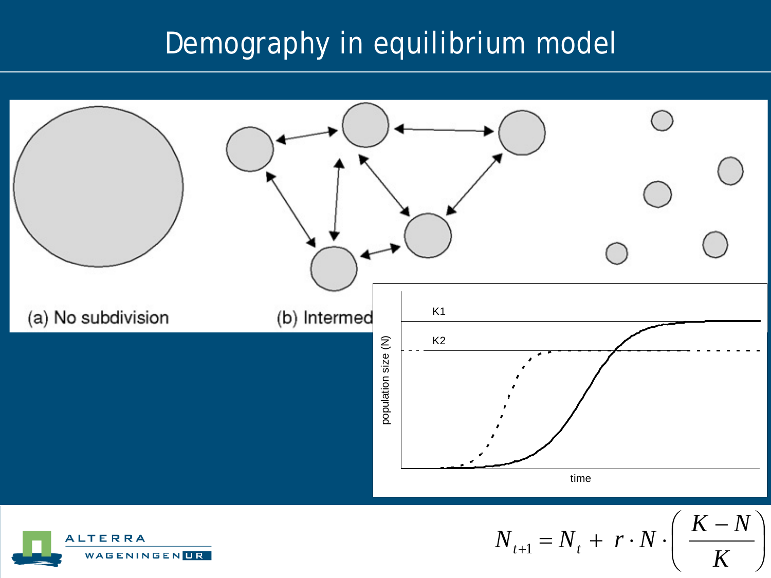# Demography in equilibrium model

(a) No subdivision

(b) Intermed

K1

K2

population size (N)

time

$$N_{t+1} = N_t + r \cdot N \cdot \left( \frac{K - N}{K} \right)$$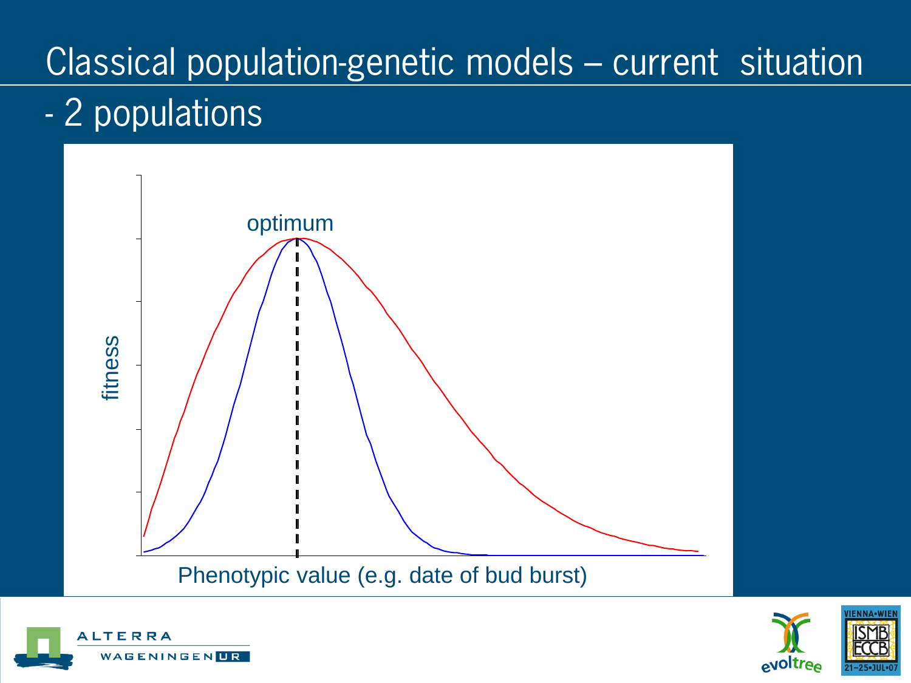# Classical population-genetic models – current situation

- 2 populations

optimum

fitness

Phenotypic value (e.g. date of bud burst)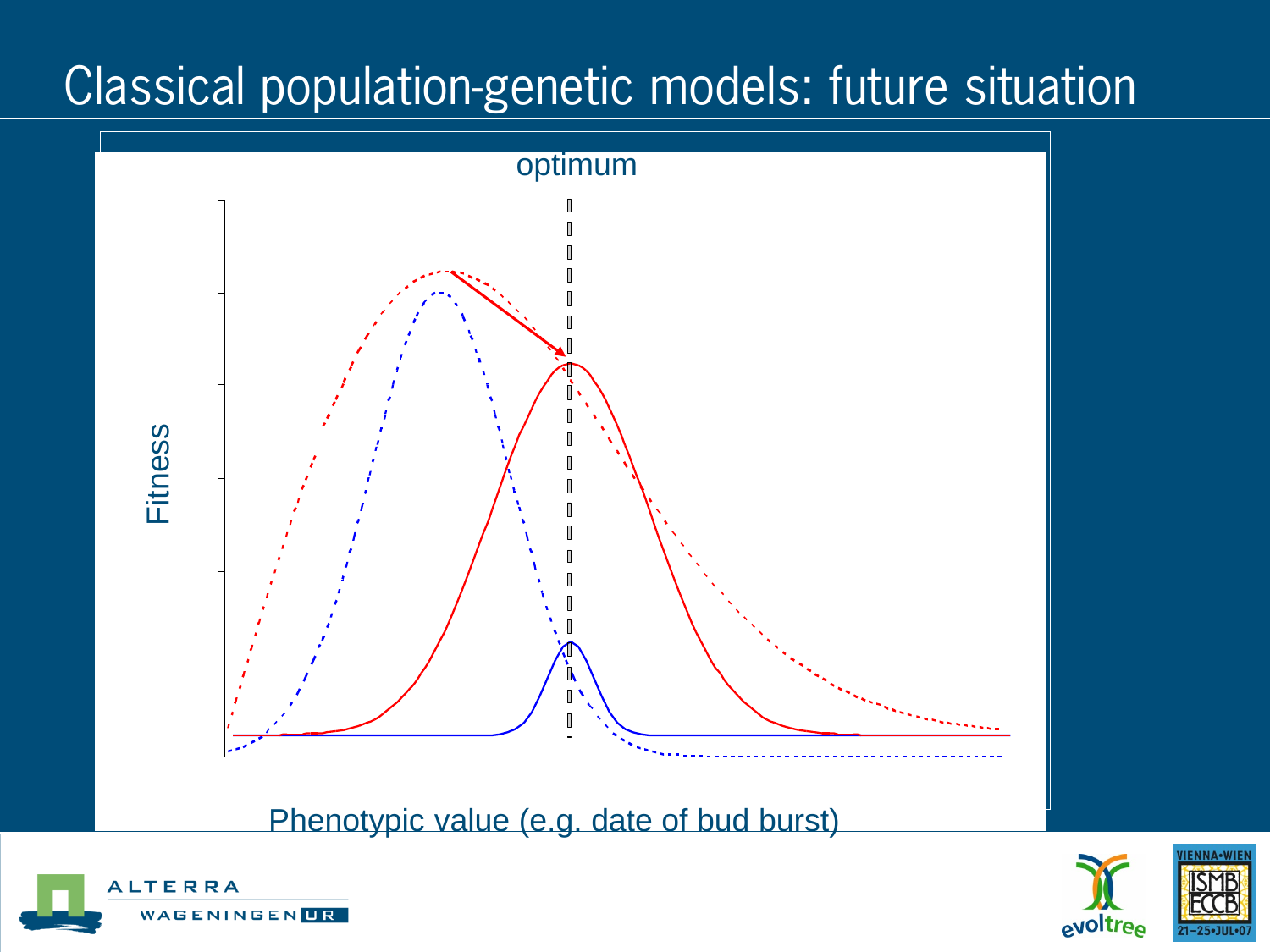# Classical population-genetic models: future situation

optimum

Fitness

Phenotypic value (e.g. date of bud burst)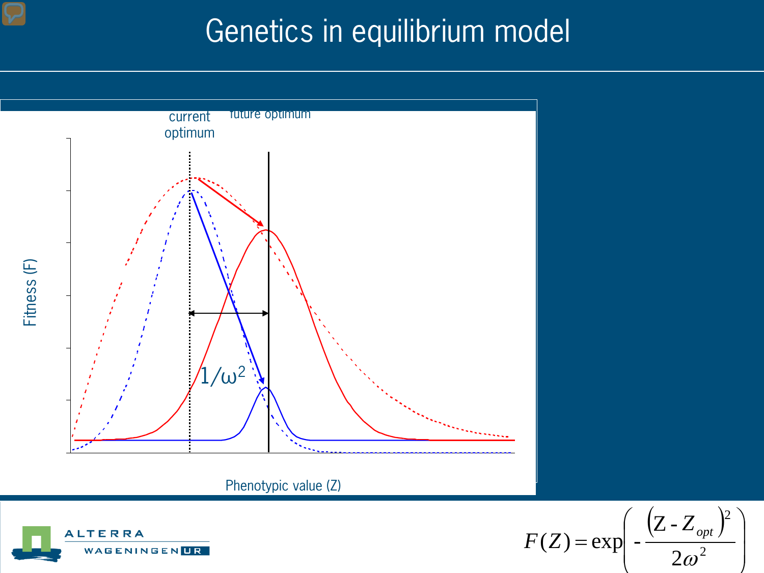# Genetics in equilibrium model

current optimum

future optimum

Fitness (F)

$1/\omega^2$

Phenotypic value (Z)

$$F(Z) = \exp\left( - \frac{\left(Z - Z_{opt}\right)^2}{2\omega^2} \right)$$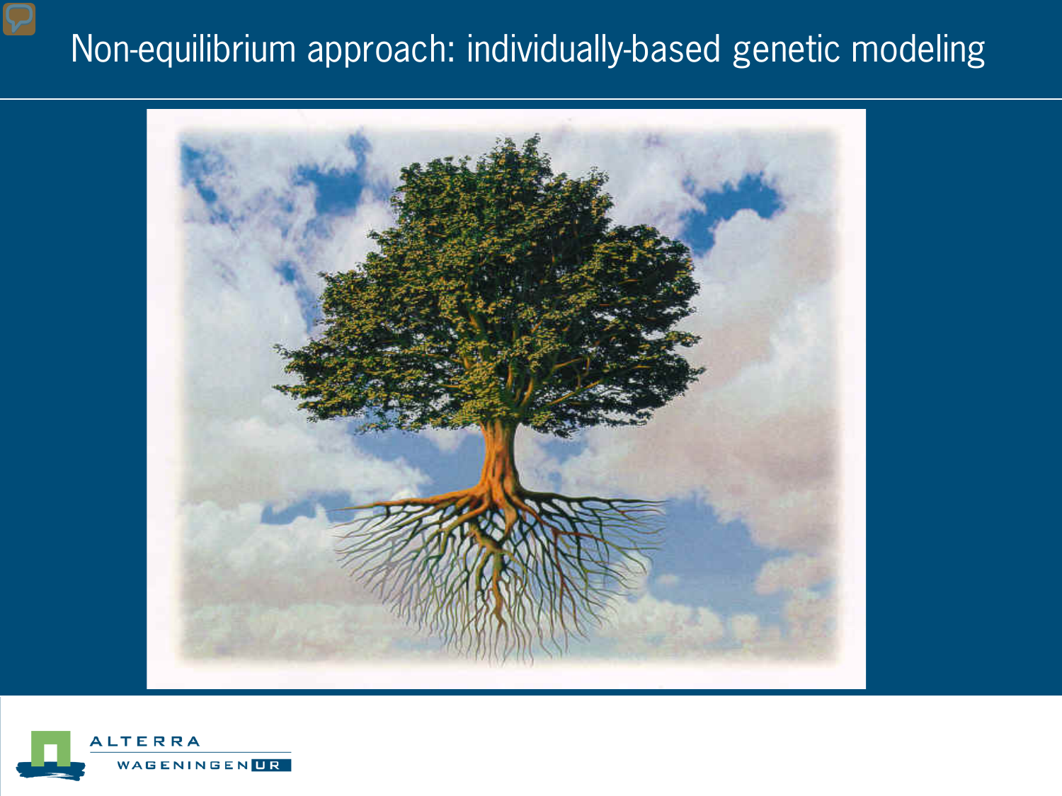# Non-equilibrium approach: individually-based genetic modeling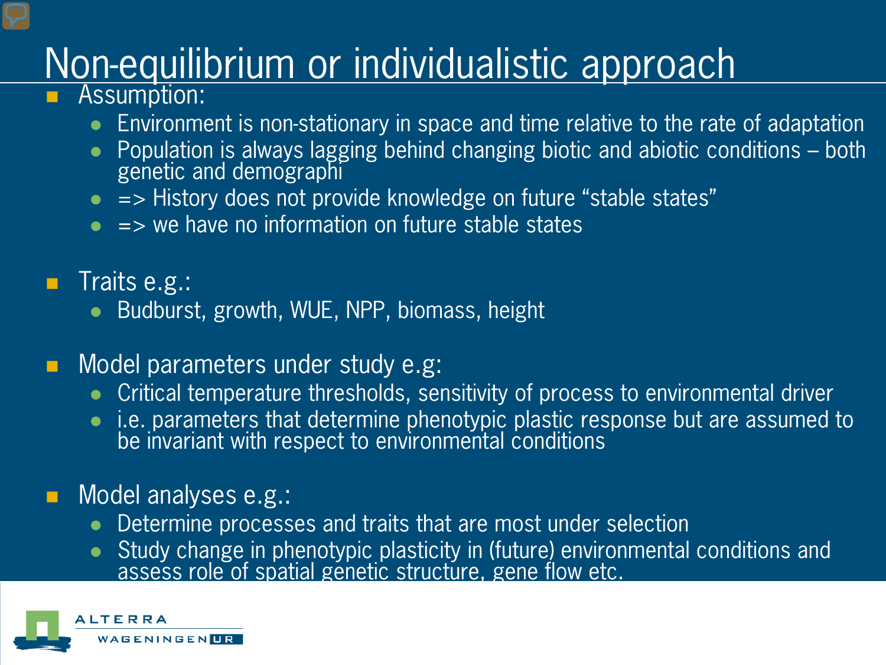# Non-equilibrium or individualistic approach

- Assumption:
  - Environment is non-stationary in space and time relative to the rate of adaptation
  - Population is always lagging behind changing biotic and abiotic conditions – both genetic and demographi
  - => History does not provide knowledge on future "stable states"
  - => we have no information on future stable states

- Traits e.g.:
  - Budburst, growth, WUE, NPP, biomass, height

- Model parameters under study e.g:
  - Critical temperature thresholds, sensitivity of process to environmental driver
  - i.e. parameters that determine phenotypic plastic response but are assumed to be invariant with respect to environmental conditions

- Model analyses e.g.:
  - Determine processes and traits that are most under selection
  - Study change in phenotypic plasticity in (future) environmental conditions and assess role of spatial genetic structure, gene flow etc.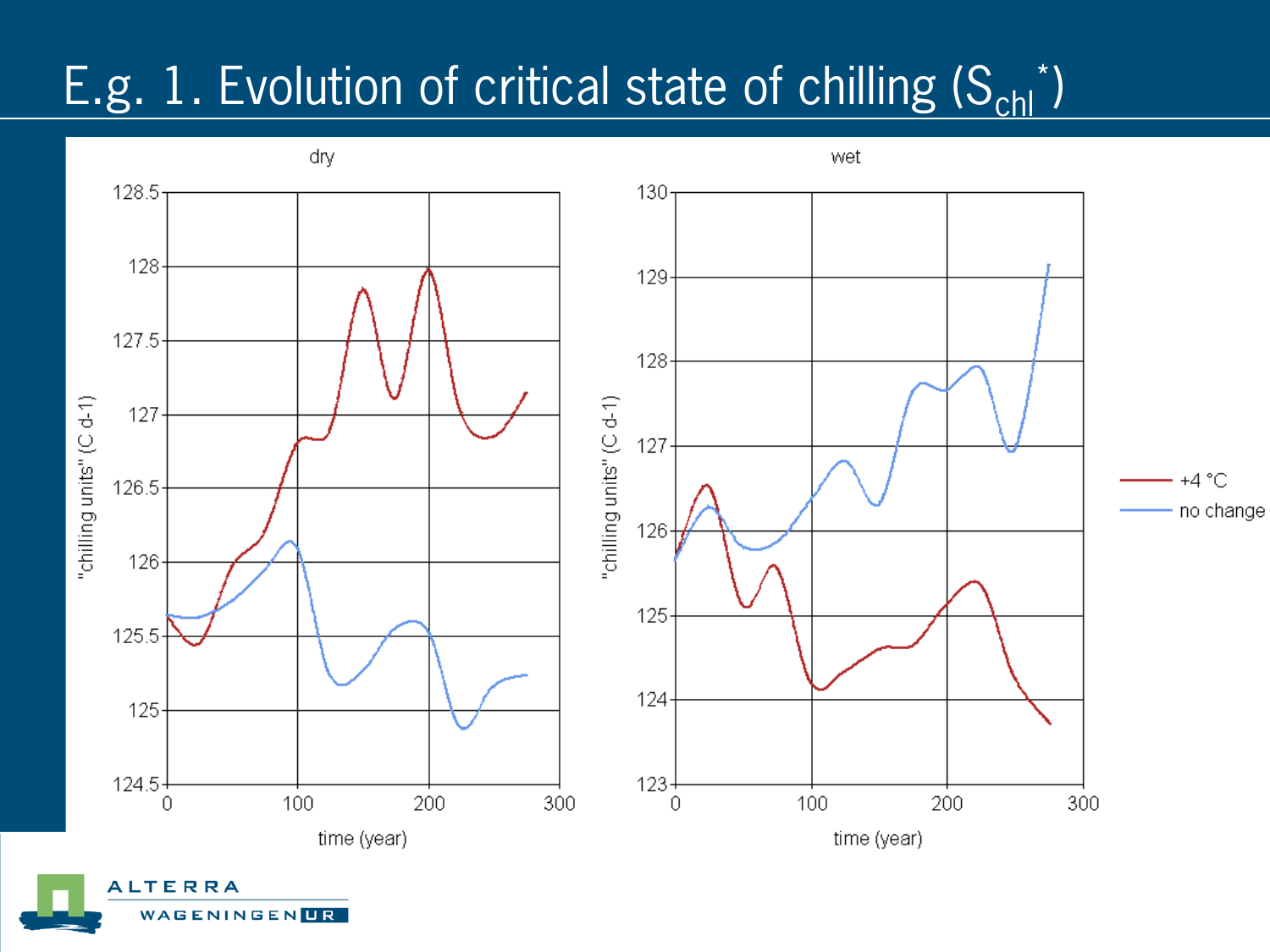# E.g. 1. Evolution of critical state of chilling ($S_{chl}^*$)

dry

wet

"chilling units" (C d-1)

time (year)

+4 °C

no change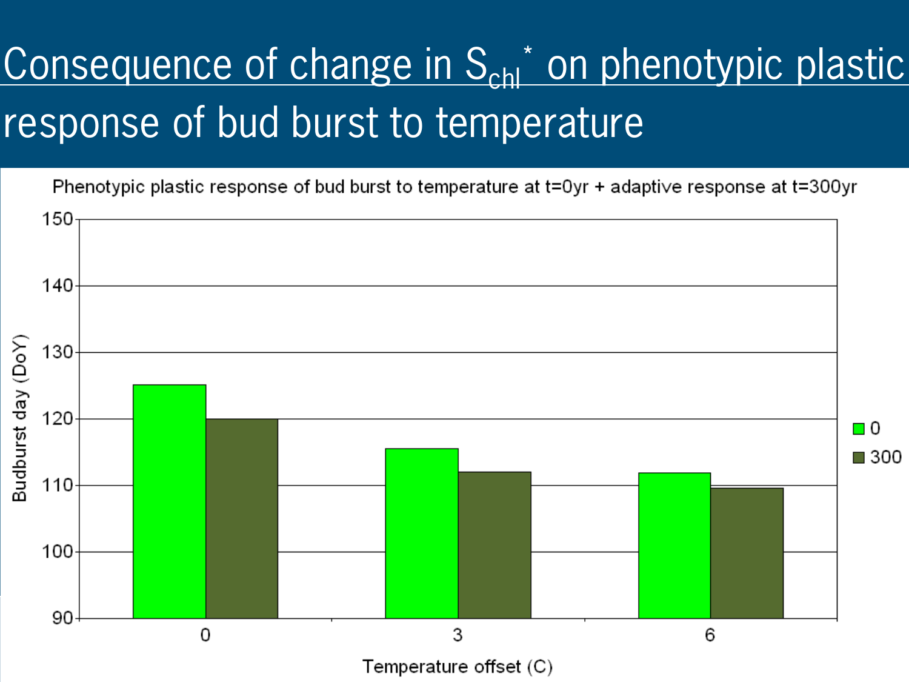# Consequence of change in $S_{chl}^*$ on phenotypic plastic response of bud burst to temperature

Phenotypic plastic response of bud burst to temperature at t=0yr + adaptive response at t=300yr

| Temperature offset (C) | 0 | 300 |
| --- | --- | --- |
| 0 | 125 | 120 |
| 3 | 115.5 | 112 |
| 6 | 112 | 109.5 |

Budburst day (DoY)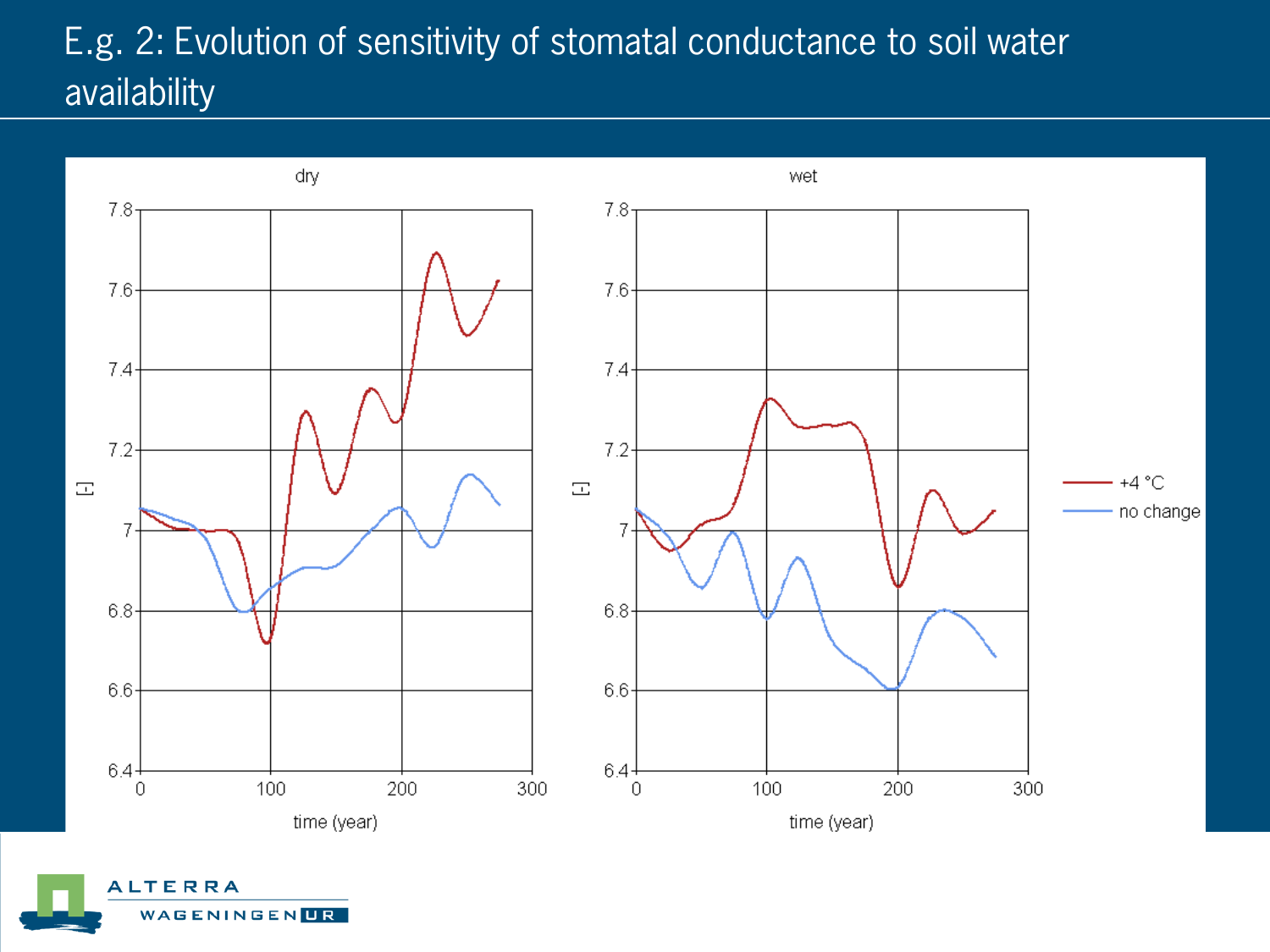# E.g. 2: Evolution of sensitivity of stomatal conductance to soil water availability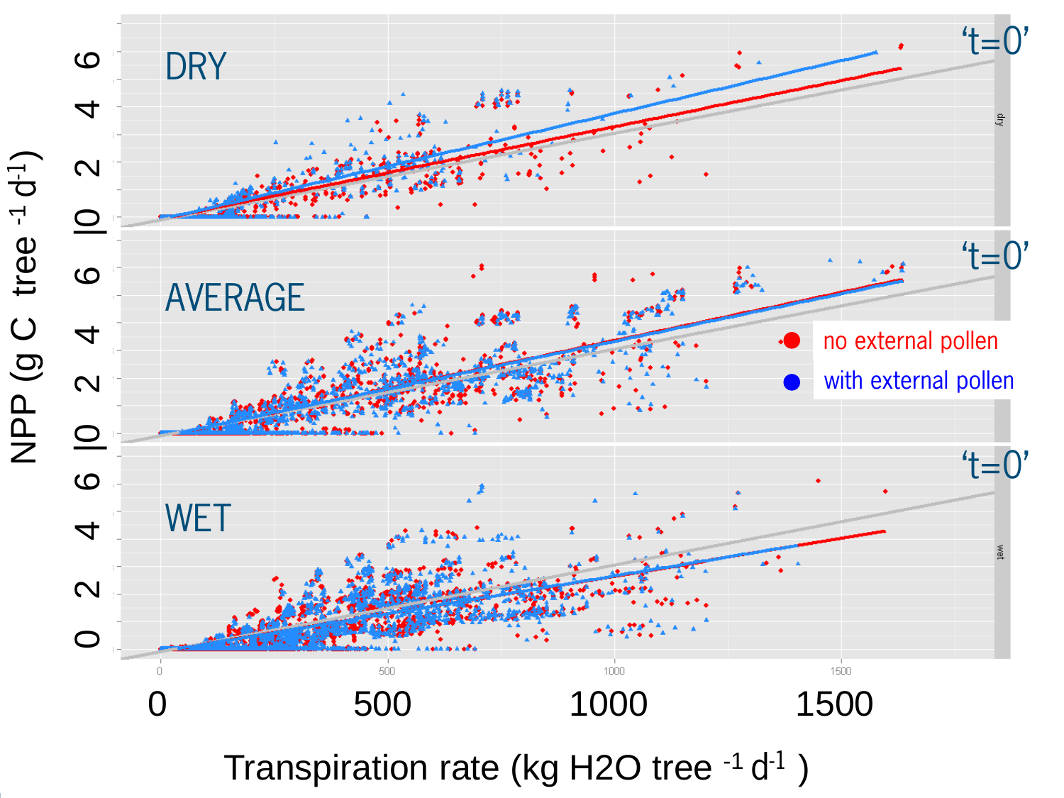DRY

AVERAGE

WET

't=0'

no external pollen

with external pollen

NPP (g C tree $^{-1}$ d$^{-1}$)

Transpiration rate (kg H2O tree $^{-1}$ d$^{-1}$ )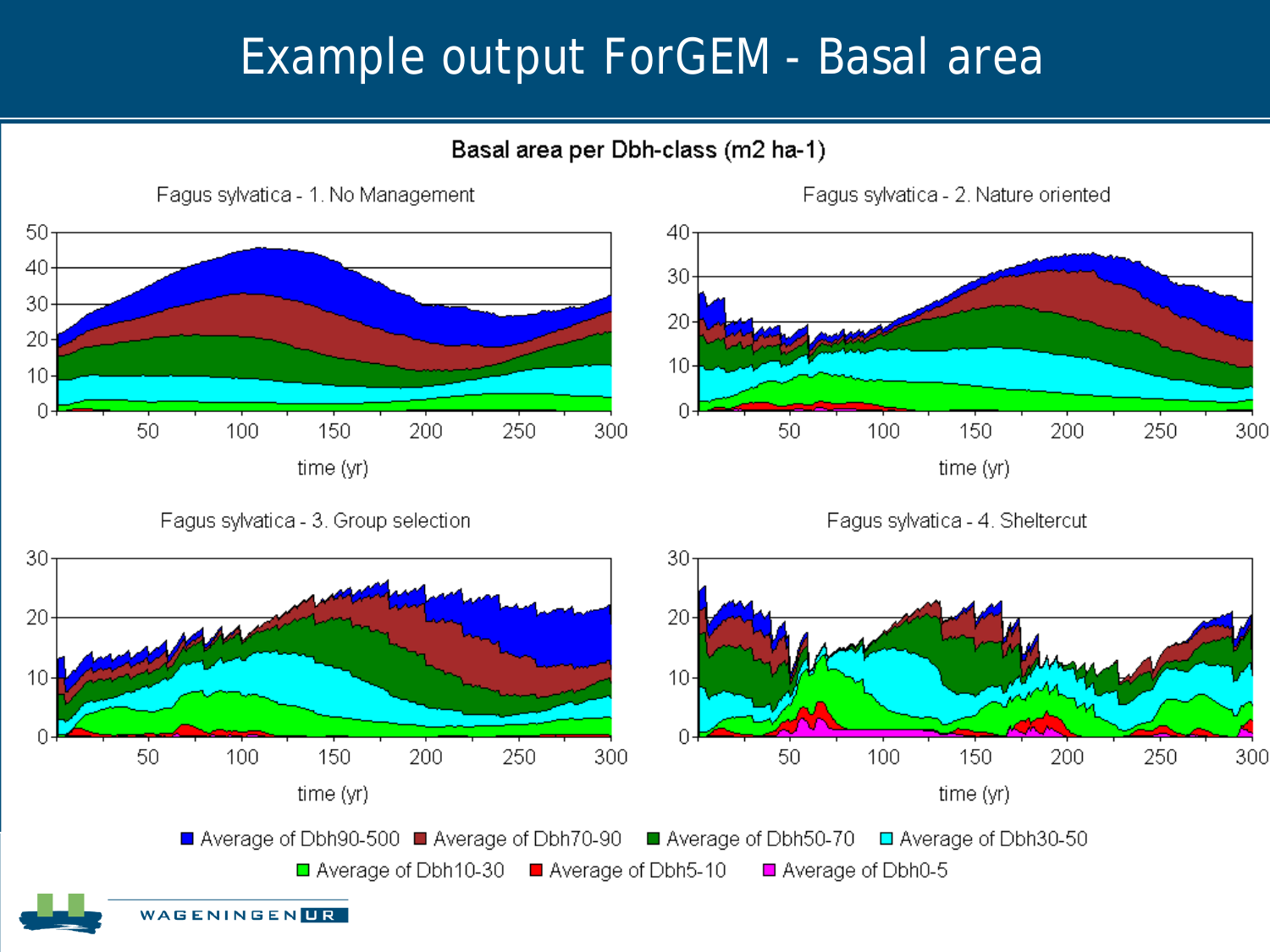# Example output ForGEM - Basal area

**Basal area per Dbh-class (m2 ha-1)**

Fagus sylvatica - 1. No Management

Fagus sylvatica - 2. Nature oriented

Fagus sylvatica - 3. Group selection

Fagus sylvatica - 4. Sheltercut

time (yr)

Average of Dbh90-500 | Average of Dbh70-90 | Average of Dbh50-70 | Average of Dbh30-50 | Average of Dbh10-30 | Average of Dbh5-10 | Average of Dbh0-5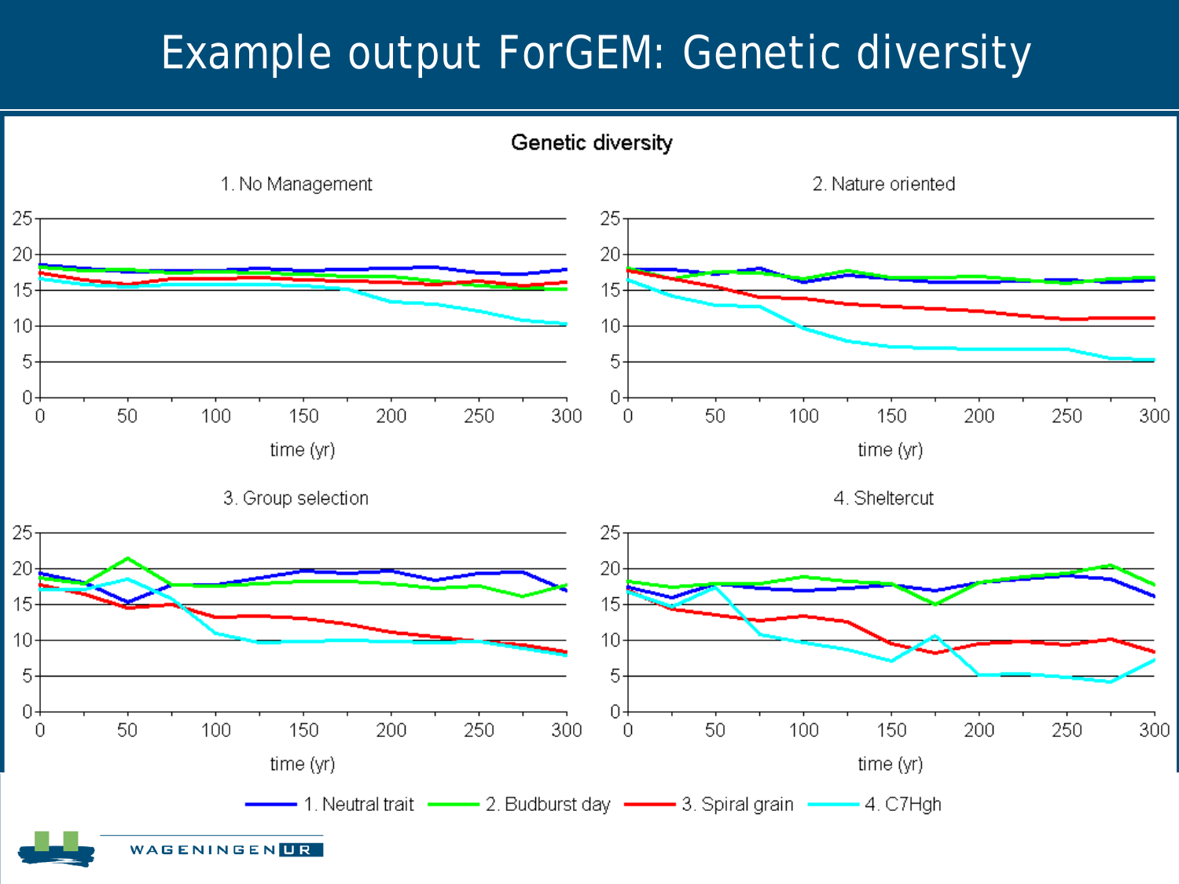# Example output ForGEM: Genetic diversity

**Genetic diversity**

1. No Management

2. Nature oriented

3. Group selection

4. Sheltercut

time (yr)

1. Neutral trait — 2. Budburst day — 3. Spiral grain — 4. C7Hgh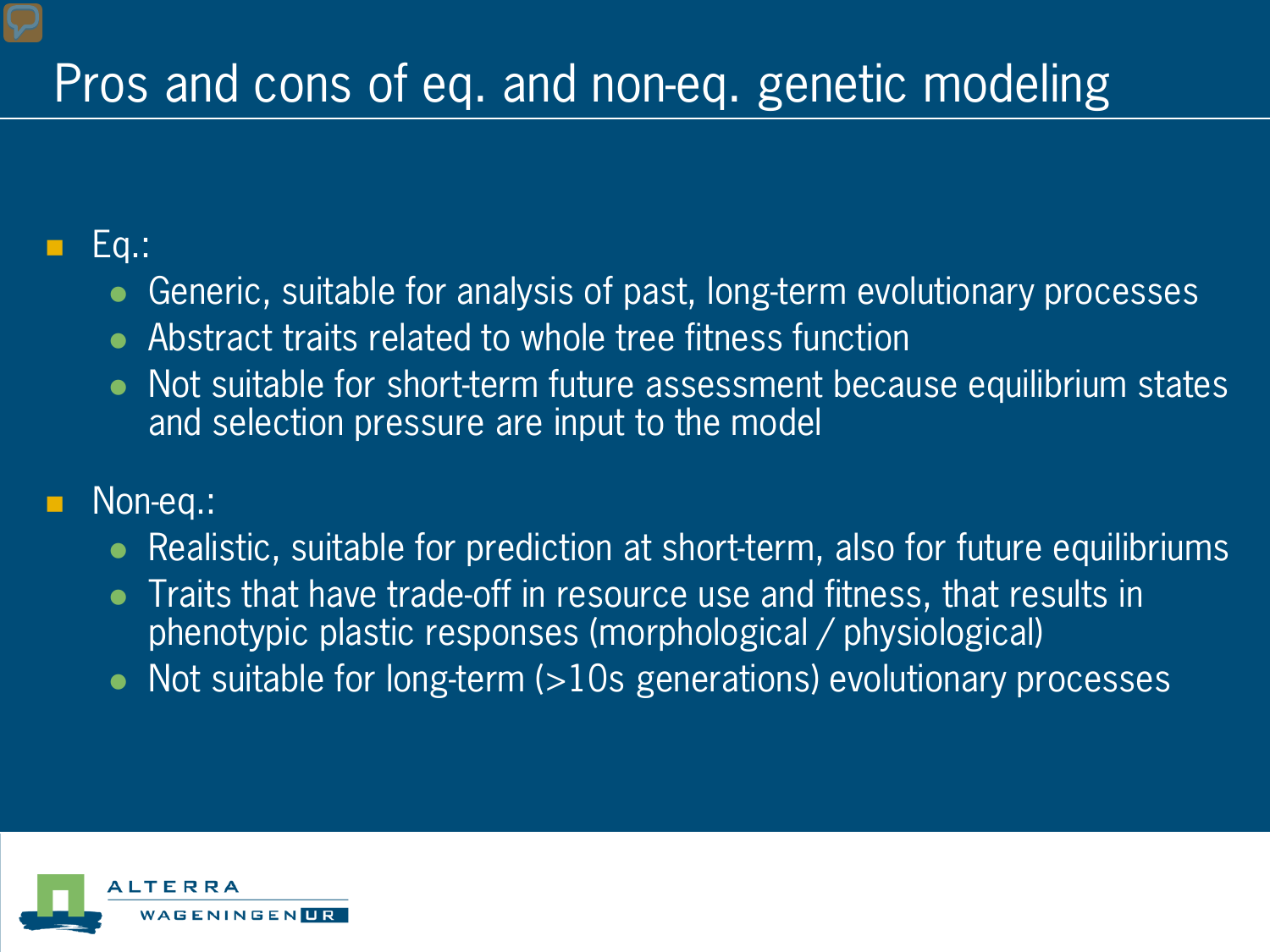# Pros and cons of eq. and non-eq. genetic modeling

- Eq.:
  - Generic, suitable for analysis of past, long-term evolutionary processes
  - Abstract traits related to whole tree fitness function
  - Not suitable for short-term future assessment because equilibrium states and selection pressure are input to the model
- Non-eq.:
  - Realistic, suitable for prediction at short-term, also for future equilibriums
  - Traits that have trade-off in resource use and fitness, that results in phenotypic plastic responses (morphological / physiological)
  - Not suitable for long-term (>10s generations) evolutionary processes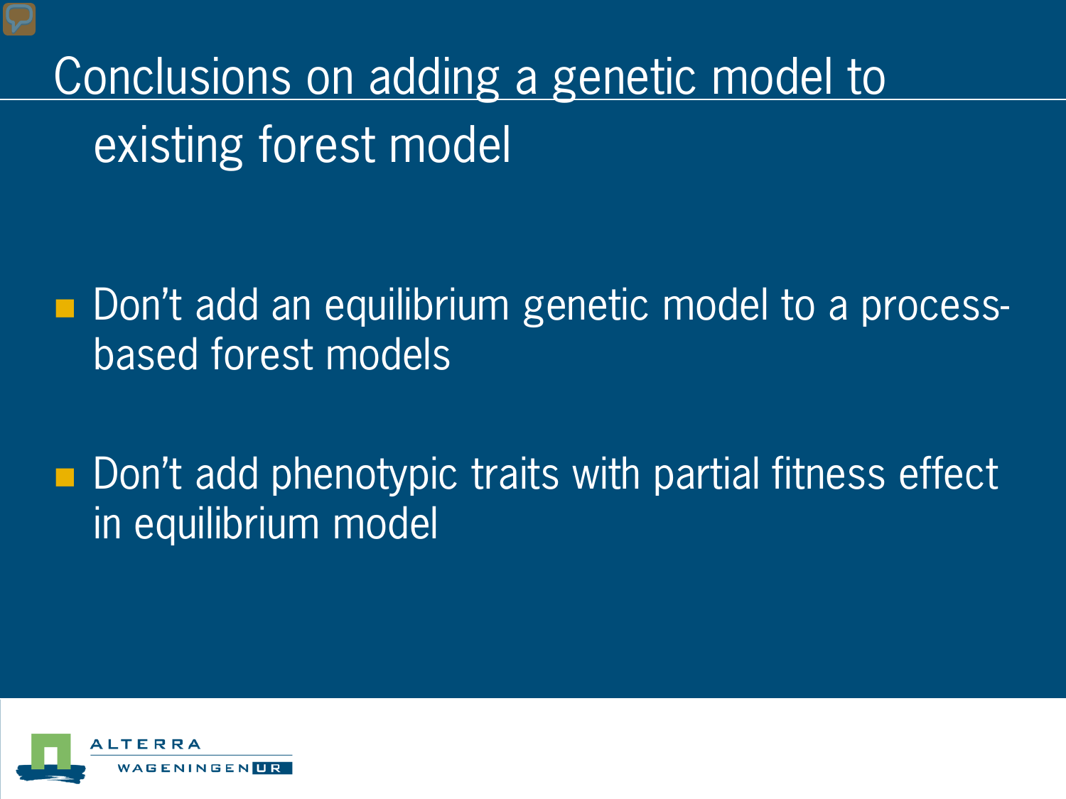# Conclusions on adding a genetic model to existing forest model

- Don't add an equilibrium genetic model to a process-based forest models

- Don't add phenotypic traits with partial fitness effect in equilibrium model